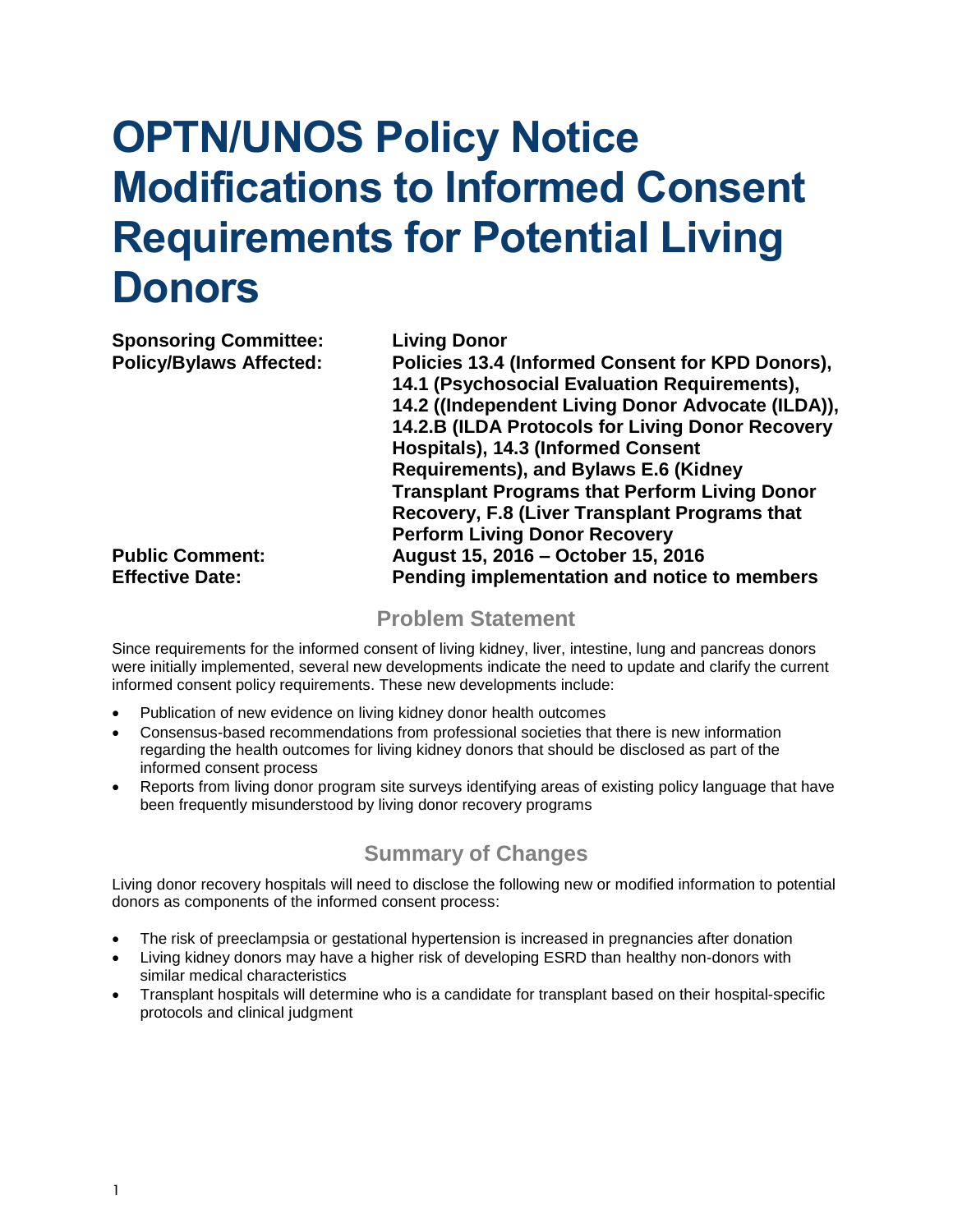# OPTN/UNOS Policy Notice Modifications to Informed Consent Requirements for Potential Living Donors

**Sponsoring Committee:** **Living Donor**

**Policy/Bylaws Affected:** **Policies 13.4 (Informed Consent for KPD Donors), 14.1 (Psychosocial Evaluation Requirements), 14.2 ((Independent Living Donor Advocate (ILDA)), 14.2.B (ILDA Protocols for Living Donor Recovery Hospitals), 14.3 (Informed Consent Requirements), and Bylaws E.6 (Kidney Transplant Programs that Perform Living Donor Recovery, F.8 (Liver Transplant Programs that Perform Living Donor Recovery**

**Public Comment:** **August 15, 2016 – October 15, 2016**

**Effective Date:** **Pending implementation and notice to members**

## Problem Statement

Since requirements for the informed consent of living kidney, liver, intestine, lung and pancreas donors were initially implemented, several new developments indicate the need to update and clarify the current informed consent policy requirements. These new developments include:

- Publication of new evidence on living kidney donor health outcomes
- Consensus-based recommendations from professional societies that there is new information regarding the health outcomes for living kidney donors that should be disclosed as part of the informed consent process
- Reports from living donor program site surveys identifying areas of existing policy language that have been frequently misunderstood by living donor recovery programs

## Summary of Changes

Living donor recovery hospitals will need to disclose the following new or modified information to potential donors as components of the informed consent process:

- The risk of preeclampsia or gestational hypertension is increased in pregnancies after donation
- Living kidney donors may have a higher risk of developing ESRD than healthy non-donors with similar medical characteristics
- Transplant hospitals will determine who is a candidate for transplant based on their hospital-specific protocols and clinical judgment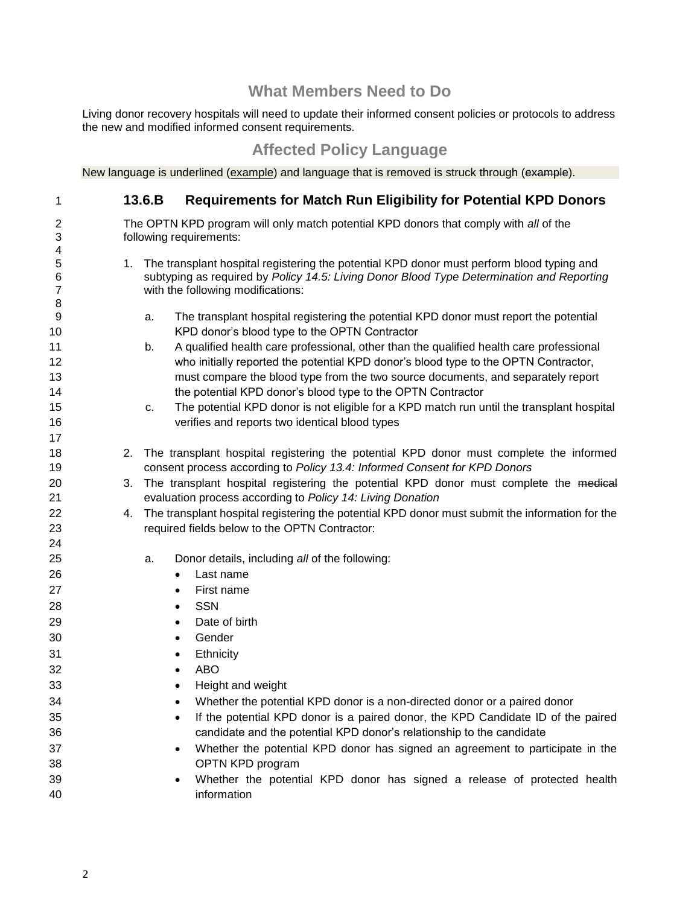## What Members Need to Do

Living donor recovery hospitals will need to update their informed consent policies or protocols to address the new and modified informed consent requirements.

## Affected Policy Language

New language is underlined (<u>example</u>) and language that is removed is struck through (~~example~~).

### 13.6.B Requirements for Match Run Eligibility for Potential KPD Donors

The OPTN KPD program will only match potential KPD donors that comply with *all* of the following requirements:

1. The transplant hospital registering the potential KPD donor must perform blood typing and subtyping as required by *Policy 14.5: Living Donor Blood Type Determination and Reporting* with the following modifications:
   a. The transplant hospital registering the potential KPD donor must report the potential KPD donor's blood type to the OPTN Contractor
   b. A qualified health care professional, other than the qualified health care professional who initially reported the potential KPD donor's blood type to the OPTN Contractor, must compare the blood type from the two source documents, and separately report the potential KPD donor's blood type to the OPTN Contractor
   c. The potential KPD donor is not eligible for a KPD match run until the transplant hospital verifies and reports two identical blood types

2. The transplant hospital registering the potential KPD donor must complete the informed consent process according to *Policy 13.4: Informed Consent for KPD Donors*
3. The transplant hospital registering the potential KPD donor must complete the ~~medical~~ evaluation process according to *Policy 14: Living Donation*
4. The transplant hospital registering the potential KPD donor must submit the information for the required fields below to the OPTN Contractor:
   a. Donor details, including *all* of the following:
      - Last name
      - First name
      - SSN
      - Date of birth
      - Gender
      - Ethnicity
      - ABO
      - Height and weight
      - Whether the potential KPD donor is a non-directed donor or a paired donor
      - If the potential KPD donor is a paired donor, the KPD Candidate ID of the paired candidate and the potential KPD donor's relationship to the candidate
      - Whether the potential KPD donor has signed an agreement to participate in the OPTN KPD program
      - Whether the potential KPD donor has signed a release of protected health information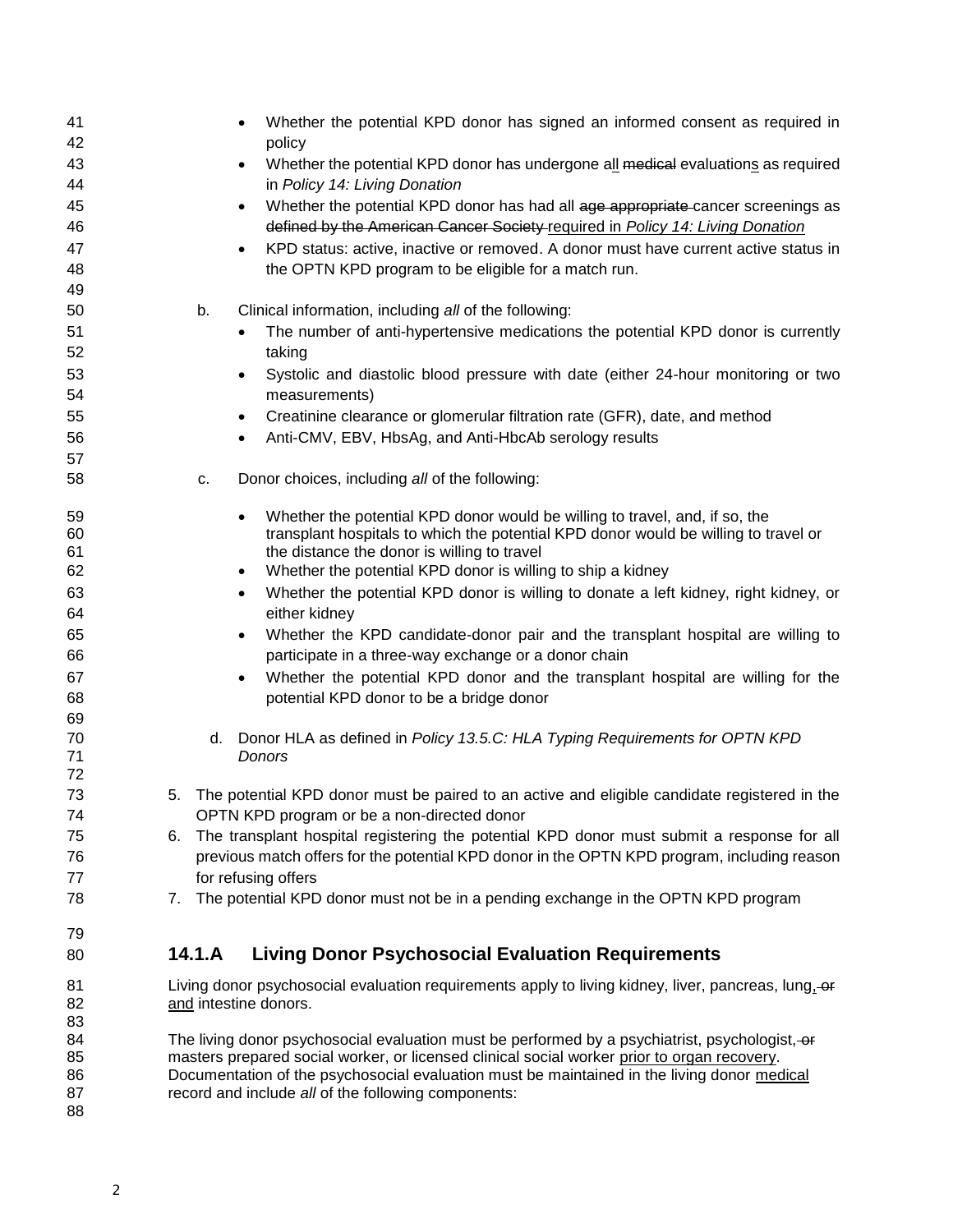- Whether the potential KPD donor has signed an informed consent as required in policy
- Whether the potential KPD donor has undergone all ~~medical~~ evaluations as required in *Policy 14: Living Donation*
- Whether the potential KPD donor has had all ~~age appropriate~~ cancer screenings as ~~defined by the American Cancer Society~~ required in *Policy 14: Living Donation*
- KPD status: active, inactive or removed. A donor must have current active status in the OPTN KPD program to be eligible for a match run.

b. Clinical information, including *all* of the following:

- The number of anti-hypertensive medications the potential KPD donor is currently taking
- Systolic and diastolic blood pressure with date (either 24-hour monitoring or two measurements)
- Creatinine clearance or glomerular filtration rate (GFR), date, and method
- Anti-CMV, EBV, HbsAg, and Anti-HbcAb serology results

c. Donor choices, including *all* of the following:

- Whether the potential KPD donor would be willing to travel, and, if so, the transplant hospitals to which the potential KPD donor would be willing to travel or the distance the donor is willing to travel
- Whether the potential KPD donor is willing to ship a kidney
- Whether the potential KPD donor is willing to donate a left kidney, right kidney, or either kidney
- Whether the KPD candidate-donor pair and the transplant hospital are willing to participate in a three-way exchange or a donor chain
- Whether the potential KPD donor and the transplant hospital are willing for the potential KPD donor to be a bridge donor

d. Donor HLA as defined in *Policy 13.5.C: HLA Typing Requirements for OPTN KPD Donors*

5. The potential KPD donor must be paired to an active and eligible candidate registered in the OPTN KPD program or be a non-directed donor
6. The transplant hospital registering the potential KPD donor must submit a response for all previous match offers for the potential KPD donor in the OPTN KPD program, including reason for refusing offers
7. The potential KPD donor must not be in a pending exchange in the OPTN KPD program

## 14.1.A Living Donor Psychosocial Evaluation Requirements

Living donor psychosocial evaluation requirements apply to living kidney, liver, pancreas, lung, ~~or~~ and intestine donors.

The living donor psychosocial evaluation must be performed by a psychiatrist, psychologist, ~~or~~ masters prepared social worker, or licensed clinical social worker prior to organ recovery. Documentation of the psychosocial evaluation must be maintained in the living donor medical record and include *all* of the following components: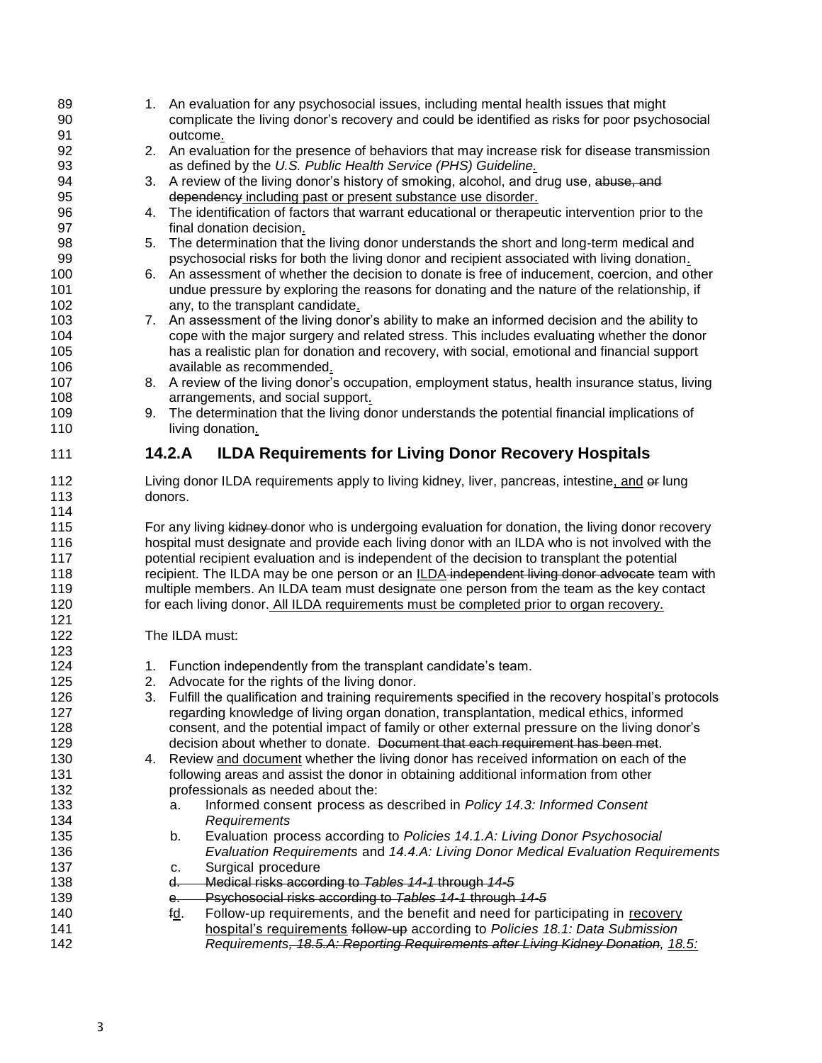1. An evaluation for any psychosocial issues, including mental health issues that might complicate the living donor's recovery and could be identified as risks for poor psychosocial outcome.
2. An evaluation for the presence of behaviors that may increase risk for disease transmission as defined by the *U.S. Public Health Service (PHS) Guideline*.
3. A review of the living donor's history of smoking, alcohol, and drug use, ~~abuse, and dependency~~ including past or present substance use disorder.
4. The identification of factors that warrant educational or therapeutic intervention prior to the final donation decision.
5. The determination that the living donor understands the short and long-term medical and psychosocial risks for both the living donor and recipient associated with living donation.
6. An assessment of whether the decision to donate is free of inducement, coercion, and other undue pressure by exploring the reasons for donating and the nature of the relationship, if any, to the transplant candidate.
7. An assessment of the living donor's ability to make an informed decision and the ability to cope with the major surgery and related stress. This includes evaluating whether the donor has a realistic plan for donation and recovery, with social, emotional and financial support available as recommended.
8. A review of the living donor's occupation, employment status, health insurance status, living arrangements, and social support.
9. The determination that the living donor understands the potential financial implications of living donation.

## 14.2.A ILDA Requirements for Living Donor Recovery Hospitals

Living donor ILDA requirements apply to living kidney, liver, pancreas, intestine, and ~~or~~ lung donors.

For any living ~~kidney~~ donor who is undergoing evaluation for donation, the living donor recovery hospital must designate and provide each living donor with an ILDA who is not involved with the potential recipient evaluation and is independent of the decision to transplant the potential recipient. The ILDA may be one person or an ILDA ~~independent living donor advocate~~ team with multiple members. An ILDA team must designate one person from the team as the key contact for each living donor. All ILDA requirements must be completed prior to organ recovery.

The ILDA must:

1. Function independently from the transplant candidate's team.
2. Advocate for the rights of the living donor.
3. Fulfill the qualification and training requirements specified in the recovery hospital's protocols regarding knowledge of living organ donation, transplantation, medical ethics, informed consent, and the potential impact of family or other external pressure on the living donor's decision about whether to donate. ~~Document that each requirement has been met~~.
4. Review and document whether the living donor has received information on each of the following areas and assist the donor in obtaining additional information from other professionals as needed about the:
   a. Informed consent process as described in *Policy 14.3: Informed Consent Requirements*
   b. Evaluation process according to *Policies 14.1.A: Living Donor Psychosocial Evaluation Requirements* and *14.4.A: Living Donor Medical Evaluation Requirements*
   c. Surgical procedure
   ~~d. Medical risks according to *Tables 14-1* through *14-5*~~
   ~~e. Psychosocial risks according to *Tables 14-1* through *14-5*~~
   ~~f~~d. Follow-up requirements, and the benefit and need for participating in recovery hospital's requirements ~~follow-up~~ according to *Policies 18.1: Data Submission Requirements*~~, 18.5.A: Reporting Requirements after Living Kidney Donation,~~ *18.5:*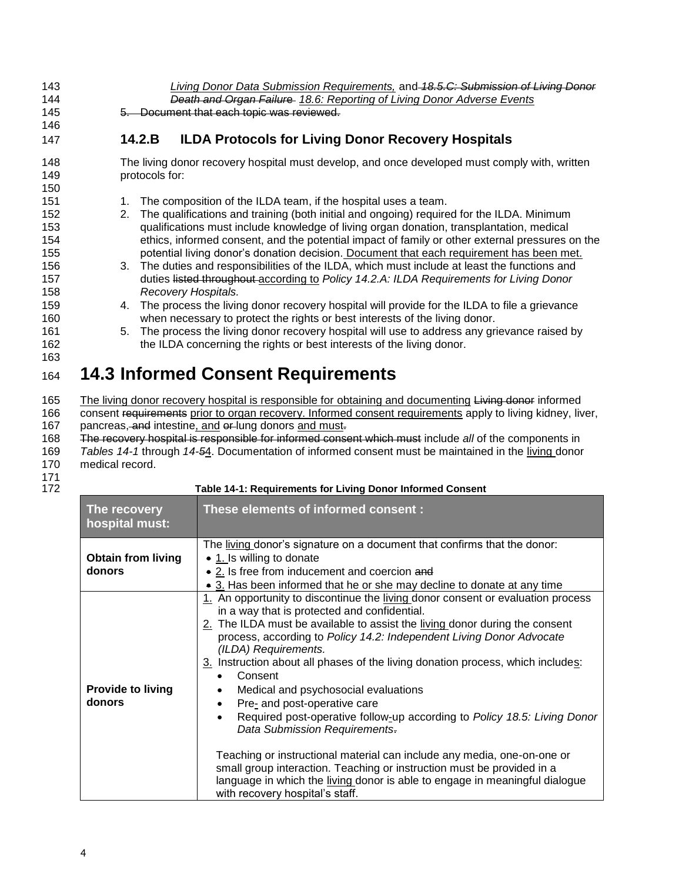*Living Donor Data Submission Requirements,* and *18.5.C: Submission of Living Donor Death and Organ Failure 18.6: Reporting of Living Donor Adverse Events*

5. Document that each topic was reviewed.

### 14.2.B ILDA Protocols for Living Donor Recovery Hospitals

The living donor recovery hospital must develop, and once developed must comply with, written protocols for:

1. The composition of the ILDA team, if the hospital uses a team.
2. The qualifications and training (both initial and ongoing) required for the ILDA. Minimum qualifications must include knowledge of living organ donation, transplantation, medical ethics, informed consent, and the potential impact of family or other external pressures on the potential living donor's donation decision. Document that each requirement has been met.
3. The duties and responsibilities of the ILDA, which must include at least the functions and duties listed throughout according to *Policy 14.2.A: ILDA Requirements for Living Donor Recovery Hospitals.*
4. The process the living donor recovery hospital will provide for the ILDA to file a grievance when necessary to protect the rights or best interests of the living donor.
5. The process the living donor recovery hospital will use to address any grievance raised by the ILDA concerning the rights or best interests of the living donor.

## 14.3 Informed Consent Requirements

The living donor recovery hospital is responsible for obtaining and documenting Living donor informed consent requirements prior to organ recovery. Informed consent requirements apply to living kidney, liver, pancreas, and intestine, and or lung donors and must.
The recovery hospital is responsible for informed consent which must include *all* of the components in *Tables 14-1* through *14-5*4. Documentation of informed consent must be maintained in the living donor medical record.

**Table 14-1: Requirements for Living Donor Informed Consent**

| The recovery hospital must: | These elements of informed consent : |
|---|---|
| **Obtain from living donors** | The living donor's signature on a document that confirms that the donor:<br>1. Is willing to donate<br>2. Is free from inducement and coercion and<br>3. Has been informed that he or she may decline to donate at any time |
| **Provide to living donors** | 1. An opportunity to discontinue the living donor consent or evaluation process in a way that is protected and confidential.<br>2. The ILDA must be available to assist the living donor during the consent process, according to *Policy 14.2: Independent Living Donor Advocate (ILDA) Requirements.*<br>3. Instruction about all phases of the living donation process, which includes:<br>• Consent<br>• Medical and psychosocial evaluations<br>• Pre- and post-operative care<br>• Required post-operative follow-up according to *Policy 18.5: Living Donor Data Submission Requirements*.<br><br>Teaching or instructional material can include any media, one-on-one or small group interaction. Teaching or instruction must be provided in a language in which the living donor is able to engage in meaningful dialogue with recovery hospital's staff. |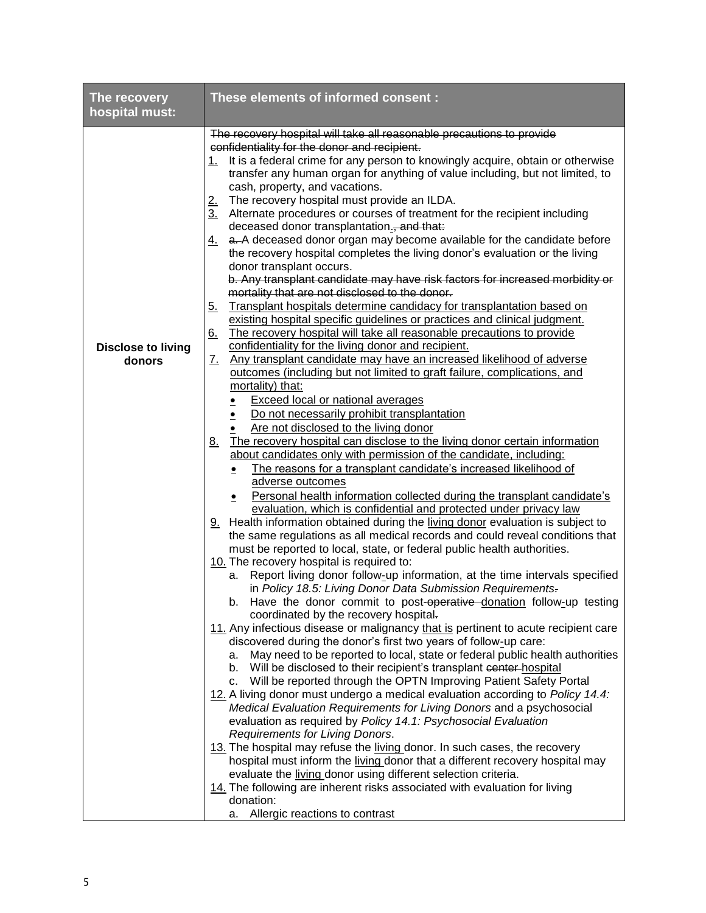| The recovery hospital must: | These elements of informed consent : |
|---|---|
| **Disclose to living donors** | ~~The recovery hospital will take all reasonable precautions to provide confidentiality for the donor and recipient.~~<br>1. It is a federal crime for any person to knowingly acquire, obtain or otherwise transfer any human organ for anything of value including, but not limited, to cash, property, and vacations.<br>2. The recovery hospital must provide an ILDA.<br>3. Alternate procedures or courses of treatment for the recipient including deceased donor transplantation.~~, and that:~~<br>4. ~~a.~~ A deceased donor organ may become available for the candidate before the recovery hospital completes the living donor's evaluation or the living donor transplant occurs.<br>~~b. Any transplant candidate may have risk factors for increased morbidity or mortality that are not disclosed to the donor.~~<br>5. Transplant hospitals determine candidacy for transplantation based on existing hospital specific guidelines or practices and clinical judgment.<br>6. The recovery hospital will take all reasonable precautions to provide confidentiality for the living donor and recipient.<br>7. Any transplant candidate may have an increased likelihood of adverse outcomes (including but not limited to graft failure, complications, and mortality) that:<br>• Exceed local or national averages<br>• Do not necessarily prohibit transplantation<br>• Are not disclosed to the living donor<br>8. The recovery hospital can disclose to the living donor certain information about candidates only with permission of the candidate, including:<br>• The reasons for a transplant candidate's increased likelihood of adverse outcomes<br>• Personal health information collected during the transplant candidate's evaluation, which is confidential and protected under privacy law<br>9. Health information obtained during the living donor evaluation is subject to the same regulations as all medical records and could reveal conditions that must be reported to local, state, or federal public health authorities.<br>10. The recovery hospital is required to:<br>a. Report living donor follow-up information, at the time intervals specified in *Policy 18.5: Living Donor Data Submission Requirements*~~.~~<br>b. Have the donor commit to post-~~operative~~ donation follow-up testing coordinated by the recovery hospital~~.~~<br>11. Any infectious disease or malignancy that is pertinent to acute recipient care discovered during the donor's first two years of follow-up care:<br>a. May need to be reported to local, state or federal public health authorities<br>b. Will be disclosed to their recipient's transplant ~~center~~ hospital<br>c. Will be reported through the OPTN Improving Patient Safety Portal<br>12. A living donor must undergo a medical evaluation according to *Policy 14.4: Medical Evaluation Requirements for Living Donors* and a psychosocial evaluation as required by *Policy 14.1: Psychosocial Evaluation Requirements for Living Donors*.<br>13. The hospital may refuse the living donor. In such cases, the recovery hospital must inform the living donor that a different recovery hospital may evaluate the living donor using different selection criteria.<br>14. The following are inherent risks associated with evaluation for living donation:<br>a. Allergic reactions to contrast |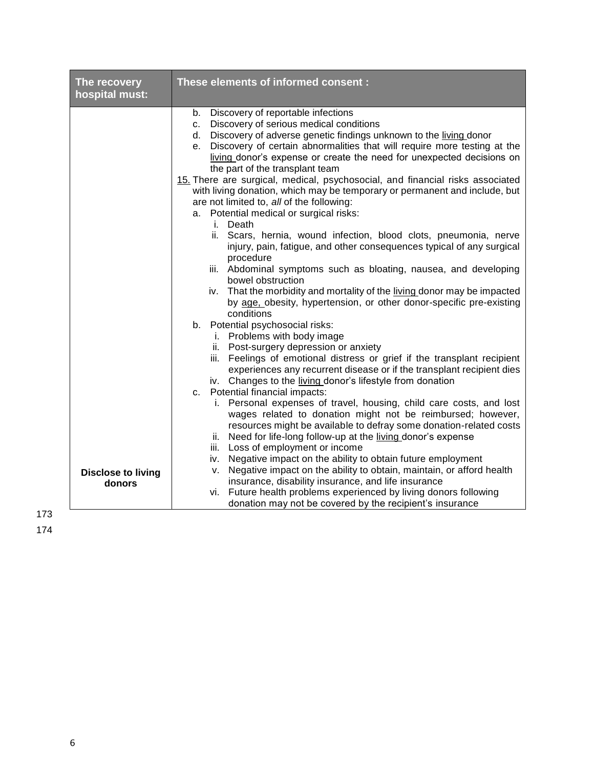| The recovery hospital must: | These elements of informed consent : |
|---|---|
| Disclose to living donors | b. Discovery of reportable infections<br>c. Discovery of serious medical conditions<br>d. Discovery of adverse genetic findings unknown to the living donor<br>e. Discovery of certain abnormalities that will require more testing at the living donor's expense or create the need for unexpected decisions on the part of the transplant team<br>15. There are surgical, medical, psychosocial, and financial risks associated with living donation, which may be temporary or permanent and include, but are not limited to, *all* of the following:<br>a. Potential medical or surgical risks:<br>i. Death<br>ii. Scars, hernia, wound infection, blood clots, pneumonia, nerve injury, pain, fatigue, and other consequences typical of any surgical procedure<br>iii. Abdominal symptoms such as bloating, nausea, and developing bowel obstruction<br>iv. That the morbidity and mortality of the living donor may be impacted by age, obesity, hypertension, or other donor-specific pre-existing conditions<br>b. Potential psychosocial risks:<br>i. Problems with body image<br>ii. Post-surgery depression or anxiety<br>iii. Feelings of emotional distress or grief if the transplant recipient experiences any recurrent disease or if the transplant recipient dies<br>iv. Changes to the living donor's lifestyle from donation<br>c. Potential financial impacts:<br>i. Personal expenses of travel, housing, child care costs, and lost wages related to donation might not be reimbursed; however, resources might be available to defray some donation-related costs<br>ii. Need for life-long follow-up at the living donor's expense<br>iii. Loss of employment or income<br>iv. Negative impact on the ability to obtain future employment<br>v. Negative impact on the ability to obtain, maintain, or afford health insurance, disability insurance, and life insurance<br>vi. Future health problems experienced by living donors following donation may not be covered by the recipient's insurance |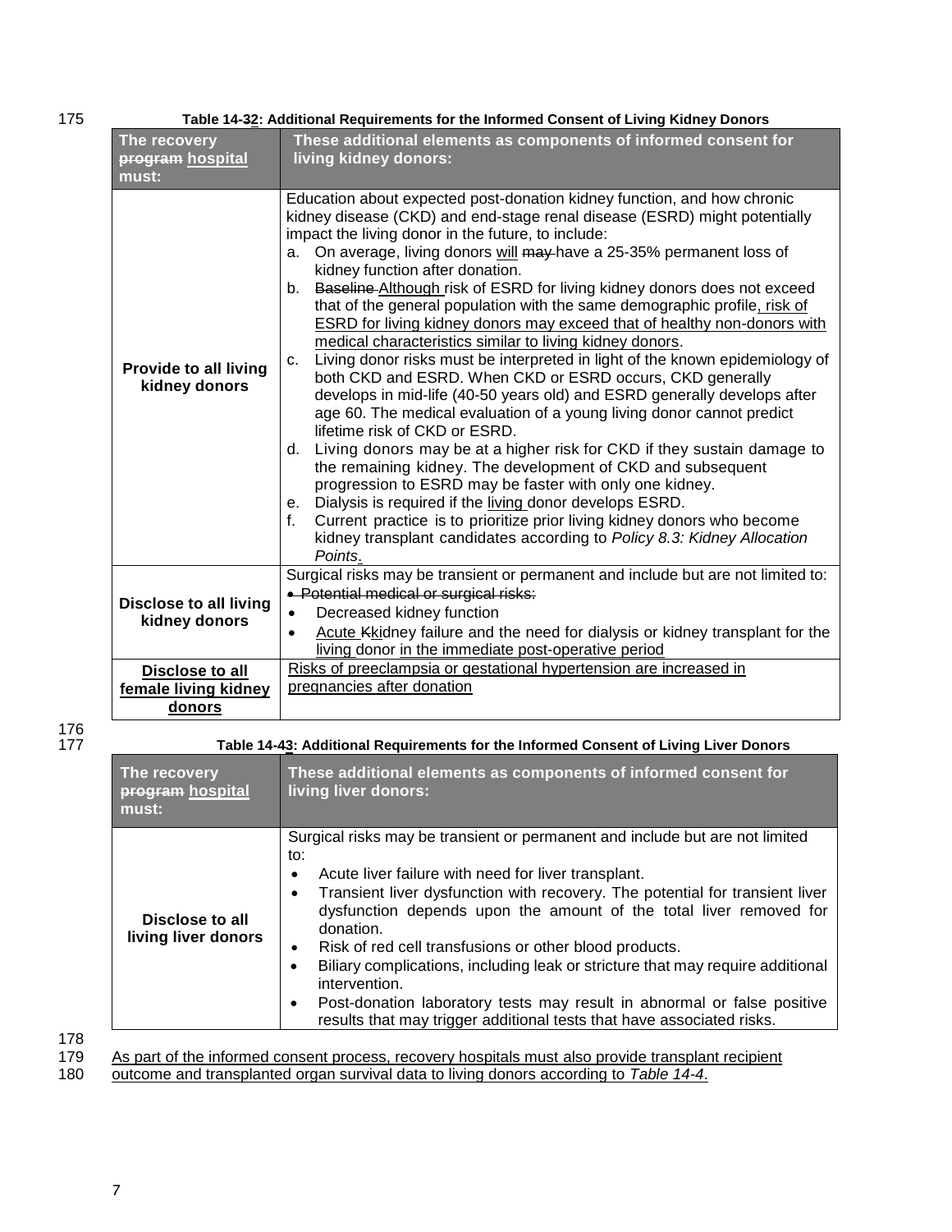**Table 14-32: Additional Requirements for the Informed Consent of Living Kidney Donors**

| The recovery ~~program~~ hospital must: | These additional elements as components of informed consent for living kidney donors: |
|---|---|
| **Provide to all living kidney donors** | Education about expected post-donation kidney function, and how chronic kidney disease (CKD) and end-stage renal disease (ESRD) might potentially impact the living donor in the future, to include:<br>a. On average, living donors will ~~may~~ have a 25-35% permanent loss of kidney function after donation.<br>b. ~~Baseline~~ Although risk of ESRD for living kidney donors does not exceed that of the general population with the same demographic profile, risk of ESRD for living kidney donors may exceed that of healthy non-donors with medical characteristics similar to living kidney donors.<br>c. Living donor risks must be interpreted in light of the known epidemiology of both CKD and ESRD. When CKD or ESRD occurs, CKD generally develops in mid-life (40-50 years old) and ESRD generally develops after age 60. The medical evaluation of a young living donor cannot predict lifetime risk of CKD or ESRD.<br>d. Living donors may be at a higher risk for CKD if they sustain damage to the remaining kidney. The development of CKD and subsequent progression to ESRD may be faster with only one kidney.<br>e. Dialysis is required if the living donor develops ESRD.<br>f. Current practice is to prioritize prior living kidney donors who become kidney transplant candidates according to *Policy 8.3: Kidney Allocation Points*. |
| **Disclose to all living kidney donors** | Surgical risks may be transient or permanent and include but are not limited to:<br>~~• Potential medical or surgical risks:~~<br>• Decreased kidney function<br>• Acute ~~K~~kidney failure and the need for dialysis or kidney transplant for the living donor in the immediate post-operative period |
| **Disclose to all female living kidney donors** | Risks of preeclampsia or gestational hypertension are increased in pregnancies after donation |

**Table 14-43: Additional Requirements for the Informed Consent of Living Liver Donors**

| The recovery ~~program~~ hospital must: | These additional elements as components of informed consent for living liver donors: |
|---|---|
| **Disclose to all living liver donors** | Surgical risks may be transient or permanent and include but are not limited to:<br>• Acute liver failure with need for liver transplant.<br>• Transient liver dysfunction with recovery. The potential for transient liver dysfunction depends upon the amount of the total liver removed for donation.<br>• Risk of red cell transfusions or other blood products.<br>• Biliary complications, including leak or stricture that may require additional intervention.<br>• Post-donation laboratory tests may result in abnormal or false positive results that may trigger additional tests that have associated risks. |

As part of the informed consent process, recovery hospitals must also provide transplant recipient outcome and transplanted organ survival data to living donors according to *Table 14-4*.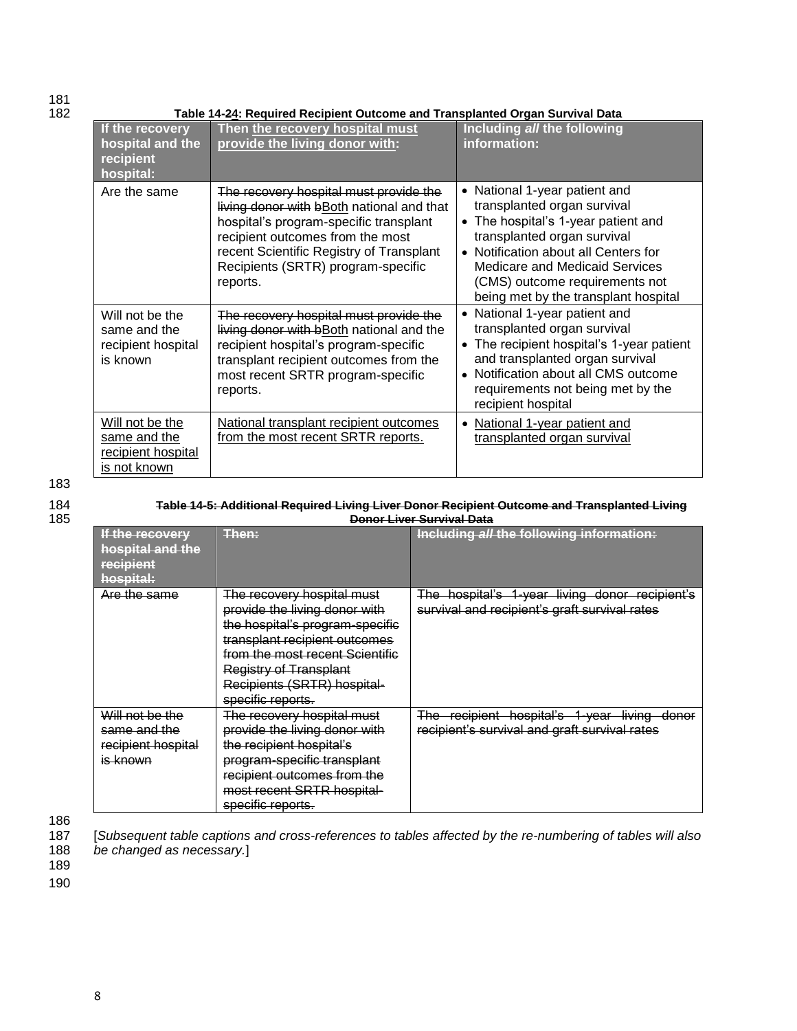Table 14-24: Required Recipient Outcome and Transplanted Organ Survival Data

| If the recovery hospital and the recipient hospital: | Then the recovery hospital must provide the living donor with: | Including *all* the following information: |
|---|---|---|
| Are the same | ~~The recovery hospital must provide the living donor with b~~Both national and that hospital's program-specific transplant recipient outcomes from the most recent Scientific Registry of Transplant Recipients (SRTR) program-specific reports. | • National 1-year patient and transplanted organ survival<br>• The hospital's 1-year patient and transplanted organ survival<br>• Notification about all Centers for Medicare and Medicaid Services (CMS) outcome requirements not being met by the transplant hospital |
| Will not be the same and the recipient hospital is known | ~~The recovery hospital must provide the living donor with b~~Both national and the recipient hospital's program-specific transplant recipient outcomes from the most recent SRTR program-specific reports. | • National 1-year patient and transplanted organ survival<br>• The recipient hospital's 1-year patient and transplanted organ survival<br>• Notification about all CMS outcome requirements not being met by the recipient hospital |
| Will not be the same and the recipient hospital is not known | National transplant recipient outcomes from the most recent SRTR reports. | • National 1-year patient and transplanted organ survival |

~~Table 14-5: Additional Required Living Liver Donor Recipient Outcome and Transplanted Living Donor Liver Survival Data~~

| ~~If the recovery hospital and the recipient hospital:~~ | ~~Then:~~ | ~~Including *all* the following information:~~ |
|---|---|---|
| ~~Are the same~~ | ~~The recovery hospital must provide the living donor with the hospital's program-specific transplant recipient outcomes from the most recent Scientific Registry of Transplant Recipients (SRTR) hospital-specific reports.~~ | ~~The hospital's 1-year living donor recipient's survival and recipient's graft survival rates~~ |
| ~~Will not be the same and the recipient hospital is known~~ | ~~The recovery hospital must provide the living donor with the recipient hospital's program-specific transplant recipient outcomes from the most recent SRTR hospital-specific reports.~~ | ~~The recipient hospital's 1-year living donor recipient's survival and graft survival rates~~ |

[*Subsequent table captions and cross-references to tables affected by the re-numbering of tables will also be changed as necessary.*]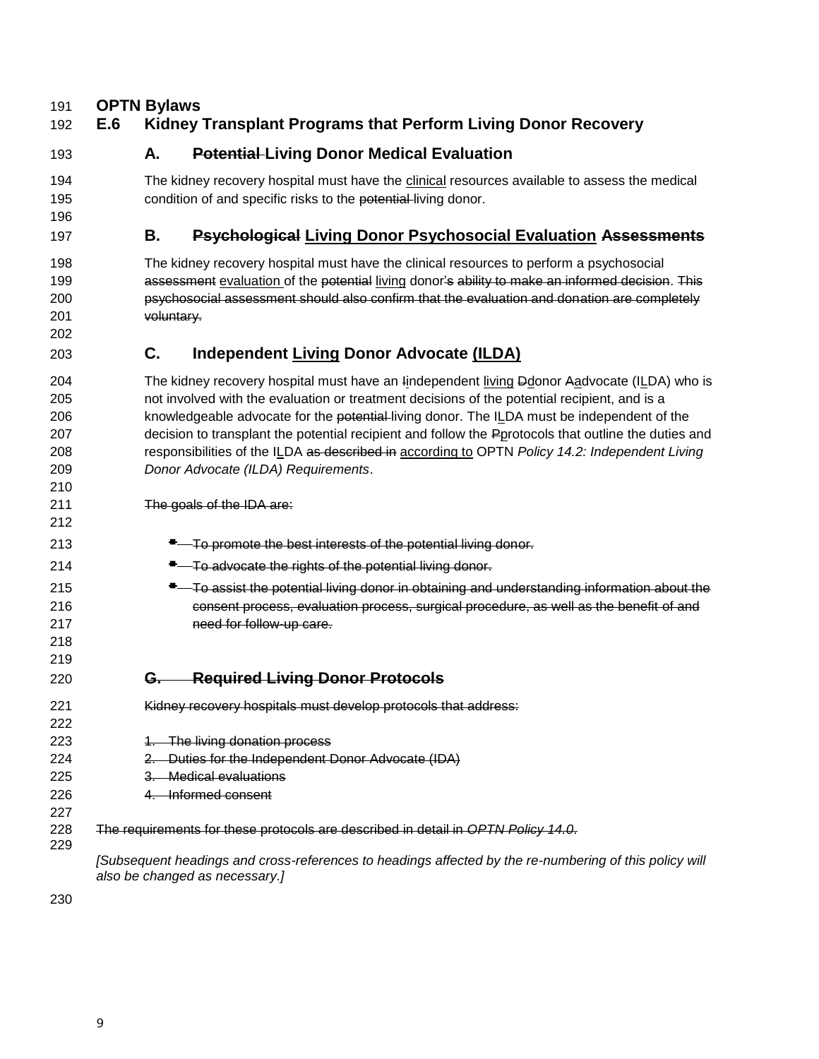# OPTN Bylaws

## E.6 Kidney Transplant Programs that Perform Living Donor Recovery

### A. ~~Potential~~ Living Donor Medical Evaluation

The kidney recovery hospital must have the <u>clinical</u> resources available to assess the medical condition of and specific risks to the ~~potential~~ living donor.

### B. ~~Psychological~~ <u>Living Donor Psychosocial Evaluation</u> ~~Assessments~~

The kidney recovery hospital must have the clinical resources to perform a psychosocial ~~assessment~~ <u>evaluation</u> of the ~~potential~~ <u>living</u> donor~~'s ability to make an informed decision~~. ~~This psychosocial assessment should also confirm that the evaluation and donation are completely voluntary.~~

### C. Independent <u>Living</u> Donor Advocate <u>(ILDA)</u>

The kidney recovery hospital must have an ~~I~~<u>i</u>ndependent <u>living</u> ~~D~~<u>d</u>onor ~~A~~<u>a</u>dvocate (I<u>L</u>DA) who is not involved with the evaluation or treatment decisions of the potential recipient, and is a knowledgeable advocate for the ~~potential~~ living donor. The I<u>L</u>DA must be independent of the decision to transplant the potential recipient and follow the ~~P~~<u>p</u>rotocols that outline the duties and responsibilities of the I<u>L</u>DA ~~as described in~~ <u>according to</u> OPTN *Policy 14.2: Independent Living Donor Advocate (ILDA) Requirements*.

~~The goals of the IDA are:~~

- ~~To promote the best interests of the potential living donor.~~
- ~~To advocate the rights of the potential living donor.~~
- ~~To assist the potential living donor in obtaining and understanding information about the consent process, evaluation process, surgical procedure, as well as the benefit of and need for follow-up care.~~

### ~~G. Required Living Donor Protocols~~

~~Kidney recovery hospitals must develop protocols that address:~~

1. ~~The living donation process~~
2. ~~Duties for the Independent Donor Advocate (IDA)~~
3. ~~Medical evaluations~~
4. ~~Informed consent~~

~~The requirements for these protocols are described in detail in *OPTN Policy 14.0*.~~

*[Subsequent headings and cross-references to headings affected by the re-numbering of this policy will also be changed as necessary.]*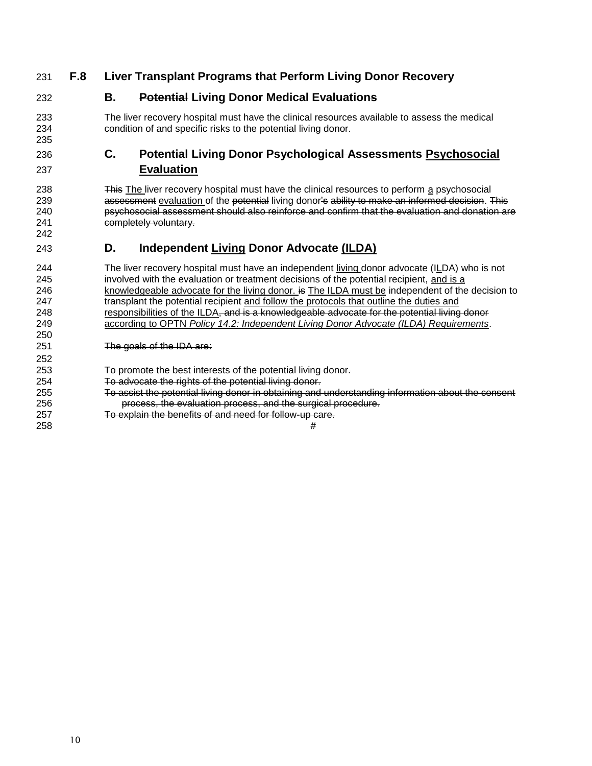## F.8 Liver Transplant Programs that Perform Living Donor Recovery

### B. ~~Potential~~ Living Donor Medical Evaluation~~s~~

The liver recovery hospital must have the clinical resources available to assess the medical condition of and specific risks to the ~~potential~~ living donor.

### C. ~~Potential~~ Living Donor ~~Psychological Assessments~~ <u>Psychosocial Evaluation</u>

~~This~~ <u>The</u> liver recovery hospital must have the clinical resources to perform <u>a</u> psychosocial ~~assessment~~ <u>evaluation</u> of the ~~potential~~ living donor~~'s ability to make an informed decision~~. ~~This psychosocial assessment should also reinforce and confirm that the evaluation and donation are completely voluntary.~~

### D. Independent <u>Living</u> Donor Advocate <u>(ILDA)</u>

The liver recovery hospital must have an independent <u>living</u> donor advocate (I<u>L</u>DA) who is not involved with the evaluation or treatment decisions of the potential recipient, <u>and is a knowledgeable advocate for the living donor.</u> ~~is~~ <u>The ILDA must be</u> independent of the decision to transplant the potential recipient <u>and follow the protocols that outline the duties and responsibilities of the ILDA</u>~~, and is a knowledgeable advocate for the potential living donor~~ <u>according to OPTN *Policy 14.2: Independent Living Donor Advocate (ILDA) Requirements*</u>.

~~The goals of the IDA are:~~

~~To promote the best interests of the potential living donor.~~
~~To advocate the rights of the potential living donor.~~
~~To assist the potential living donor in obtaining and understanding information about the consent process, the evaluation process, and the surgical procedure.~~
~~To explain the benefits of and need for follow-up care.~~

#